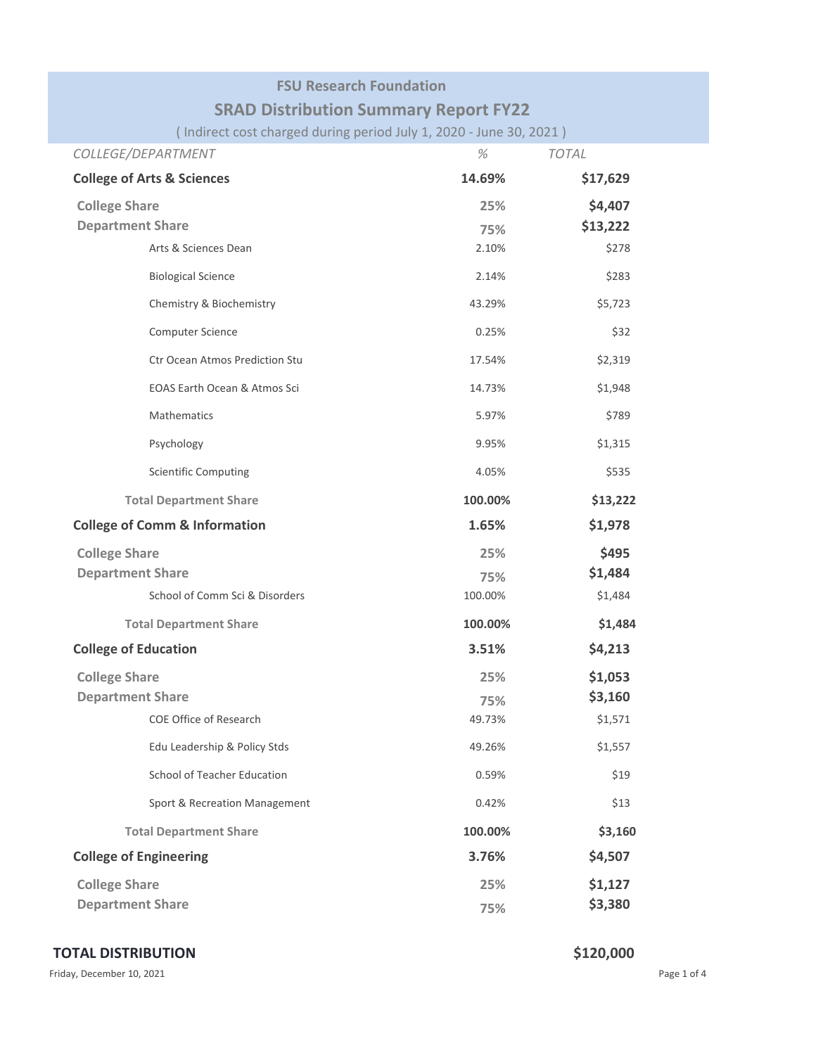# FSU Research Foundation

## SRAD Distribution Summary Report FY22

( Indirect cost charged during period July 1, 2020 - June 30, 2021 )

| *COLLEGE/DEPARTMENT* | *%* | *TOTAL* |
|---|---|---|
| **College of Arts & Sciences** | **14.69%** | **$17,629** |
| **College Share** | **25%** | **$4,407** |
| **Department Share** | **75%** | **$13,222** |
| Arts & Sciences Dean | 2.10% | $278 |
| Biological Science | 2.14% | $283 |
| Chemistry & Biochemistry | 43.29% | $5,723 |
| Computer Science | 0.25% | $32 |
| Ctr Ocean Atmos Prediction Stu | 17.54% | $2,319 |
| EOAS Earth Ocean & Atmos Sci | 14.73% | $1,948 |
| Mathematics | 5.97% | $789 |
| Psychology | 9.95% | $1,315 |
| Scientific Computing | 4.05% | $535 |
| **Total Department Share** | **100.00%** | **$13,222** |
| **College of Comm & Information** | **1.65%** | **$1,978** |
| **College Share** | **25%** | **$495** |
| **Department Share** | **75%** | **$1,484** |
| School of Comm Sci & Disorders | 100.00% | $1,484 |
| **Total Department Share** | **100.00%** | **$1,484** |
| **College of Education** | **3.51%** | **$4,213** |
| **College Share** | **25%** | **$1,053** |
| **Department Share** | **75%** | **$3,160** |
| COE Office of Research | 49.73% | $1,571 |
| Edu Leadership & Policy Stds | 49.26% | $1,557 |
| School of Teacher Education | 0.59% | $19 |
| Sport & Recreation Management | 0.42% | $13 |
| **Total Department Share** | **100.00%** | **$3,160** |
| **College of Engineering** | **3.76%** | **$4,507** |
| **College Share** | **25%** | **$1,127** |
| **Department Share** | **75%** | **$3,380** |

**TOTAL DISTRIBUTION** **$120,000**

Friday, December 10, 2021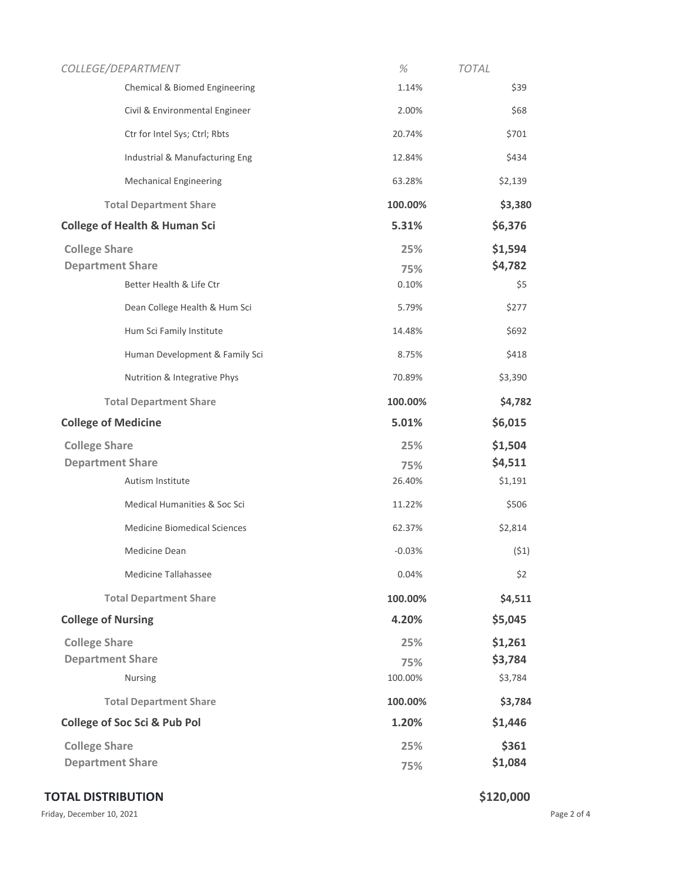| COLLEGE/DEPARTMENT | % | TOTAL |
|---|---|---|
| Chemical & Biomed Engineering | 1.14% | $39 |
| Civil & Environmental Engineer | 2.00% | $68 |
| Ctr for Intel Sys; Ctrl; Rbts | 20.74% | $701 |
| Industrial & Manufacturing Eng | 12.84% | $434 |
| Mechanical Engineering | 63.28% | $2,139 |
| **Total Department Share** | **100.00%** | **$3,380** |
| **College of Health & Human Sci** | **5.31%** | **$6,376** |
| **College Share** | **25%** | **$1,594** |
| **Department Share** | **75%** | **$4,782** |
| Better Health & Life Ctr | 0.10% | $5 |
| Dean College Health & Hum Sci | 5.79% | $277 |
| Hum Sci Family Institute | 14.48% | $692 |
| Human Development & Family Sci | 8.75% | $418 |
| Nutrition & Integrative Phys | 70.89% | $3,390 |
| **Total Department Share** | **100.00%** | **$4,782** |
| **College of Medicine** | **5.01%** | **$6,015** |
| **College Share** | **25%** | **$1,504** |
| **Department Share** | **75%** | **$4,511** |
| Autism Institute | 26.40% | $1,191 |
| Medical Humanities & Soc Sci | 11.22% | $506 |
| Medicine Biomedical Sciences | 62.37% | $2,814 |
| Medicine Dean | -0.03% | ($1) |
| Medicine Tallahassee | 0.04% | $2 |
| **Total Department Share** | **100.00%** | **$4,511** |
| **College of Nursing** | **4.20%** | **$5,045** |
| **College Share** | **25%** | **$1,261** |
| **Department Share** | **75%** | **$3,784** |
| Nursing | 100.00% | $3,784 |
| **Total Department Share** | **100.00%** | **$3,784** |
| **College of Soc Sci & Pub Pol** | **1.20%** | **$1,446** |
| **College Share** | **25%** | **$361** |
| **Department Share** | **75%** | **$1,084** |

**TOTAL DISTRIBUTION** **$120,000**

Friday, December 10, 2021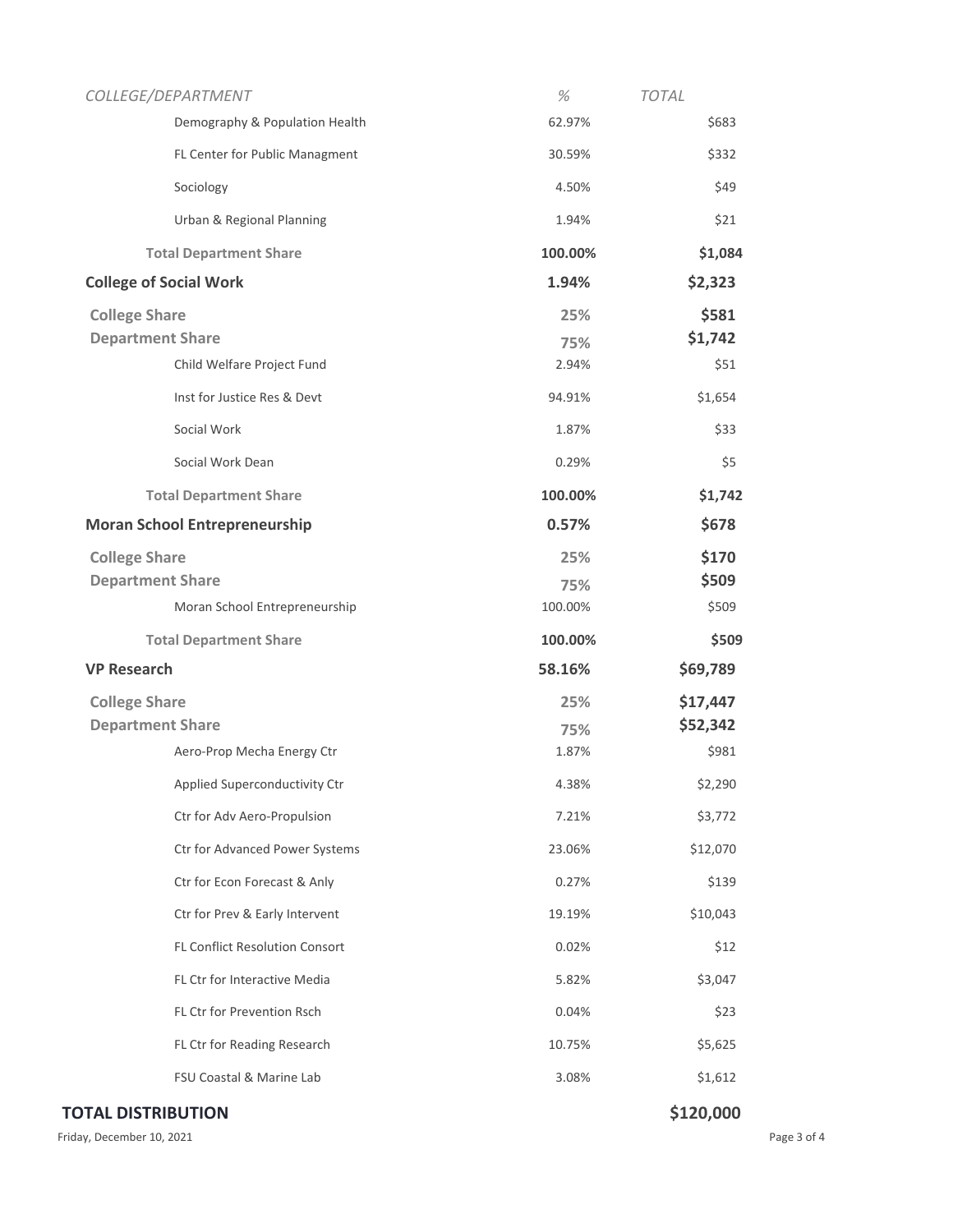| COLLEGE/DEPARTMENT | % | TOTAL |
|---|---|---|
| Demography & Population Health | 62.97% | $683 |
| FL Center for Public Managment | 30.59% | $332 |
| Sociology | 4.50% | $49 |
| Urban & Regional Planning | 1.94% | $21 |
| **Total Department Share** | **100.00%** | **$1,084** |
| **College of Social Work** | **1.94%** | **$2,323** |
| **College Share** | **25%** | **$581** |
| **Department Share** | **75%** | **$1,742** |
| Child Welfare Project Fund | 2.94% | $51 |
| Inst for Justice Res & Devt | 94.91% | $1,654 |
| Social Work | 1.87% | $33 |
| Social Work Dean | 0.29% | $5 |
| **Total Department Share** | **100.00%** | **$1,742** |
| **Moran School Entrepreneurship** | **0.57%** | **$678** |
| **College Share** | **25%** | **$170** |
| **Department Share** | **75%** | **$509** |
| Moran School Entrepreneurship | 100.00% | $509 |
| **Total Department Share** | **100.00%** | **$509** |
| **VP Research** | **58.16%** | **$69,789** |
| **College Share** | **25%** | **$17,447** |
| **Department Share** | **75%** | **$52,342** |
| Aero-Prop Mecha Energy Ctr | 1.87% | $981 |
| Applied Superconductivity Ctr | 4.38% | $2,290 |
| Ctr for Adv Aero-Propulsion | 7.21% | $3,772 |
| Ctr for Advanced Power Systems | 23.06% | $12,070 |
| Ctr for Econ Forecast & Anly | 0.27% | $139 |
| Ctr for Prev & Early Intervent | 19.19% | $10,043 |
| FL Conflict Resolution Consort | 0.02% | $12 |
| FL Ctr for Interactive Media | 5.82% | $3,047 |
| FL Ctr for Prevention Rsch | 0.04% | $23 |
| FL Ctr for Reading Research | 10.75% | $5,625 |
| FSU Coastal & Marine Lab | 3.08% | $1,612 |

**TOTAL DISTRIBUTION** **$120,000**

Friday, December 10, 2021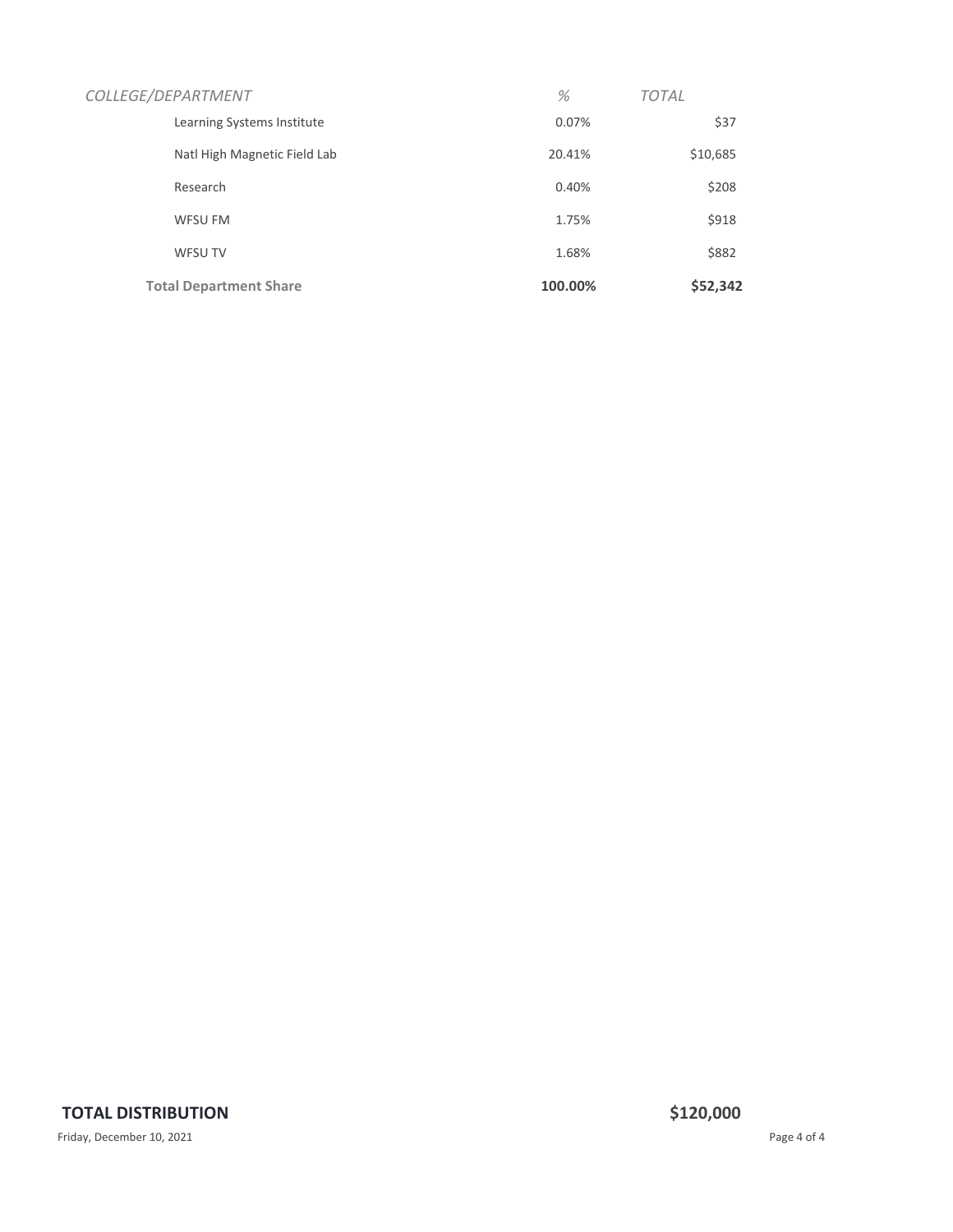| *COLLEGE/DEPARTMENT* | *%* | *TOTAL* |
|---|---|---|
| Learning Systems Institute | 0.07% | $37 |
| Natl High Magnetic Field Lab | 20.41% | $10,685 |
| Research | 0.40% | $208 |
| WFSU FM | 1.75% | $918 |
| WFSU TV | 1.68% | $882 |
| **Total Department Share** | **100.00%** | **$52,342** |

**TOTAL DISTRIBUTION** **$120,000**

Friday, December 10, 2021